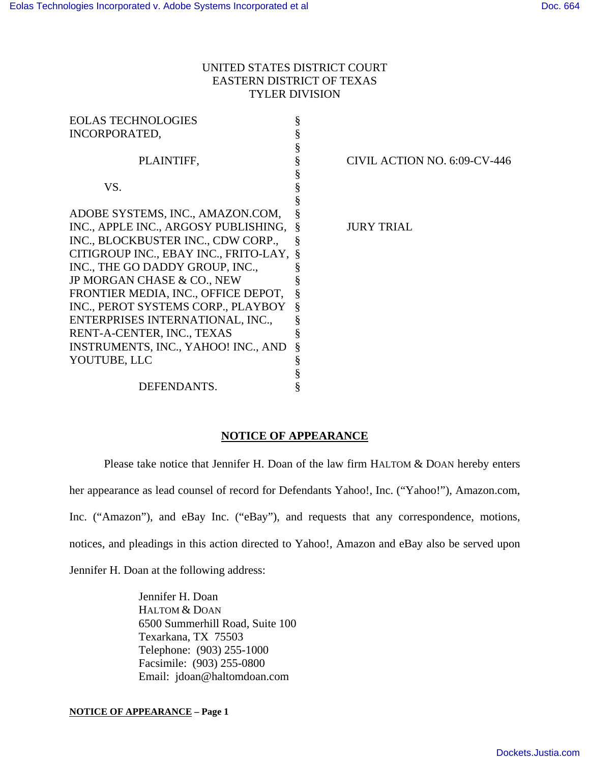UNITED STATES DISTRICT COURT
EASTERN DISTRICT OF TEXAS
TYLER DIVISION

| | | |
|---|---|---|
| EOLAS TECHNOLOGIES INCORPORATED, | § | |
| PLAINTIFF, | § | CIVIL ACTION NO. 6:09-CV-446 |
| VS. | § | |
| ADOBE SYSTEMS, INC., AMAZON.COM, INC., APPLE INC., ARGOSY PUBLISHING, INC., BLOCKBUSTER INC., CDW CORP., CITIGROUP INC., EBAY INC., FRITO-LAY, INC., THE GO DADDY GROUP, INC., JP MORGAN CHASE & CO., NEW FRONTIER MEDIA, INC., OFFICE DEPOT, INC., PEROT SYSTEMS CORP., PLAYBOY ENTERPRISES INTERNATIONAL, INC., RENT-A-CENTER, INC., TEXAS INSTRUMENTS, INC., YAHOO! INC., AND YOUTUBE, LLC | § | JURY TRIAL |
| DEFENDANTS. | § | |

## NOTICE OF APPEARANCE

Please take notice that Jennifer H. Doan of the law firm HALTOM & DOAN hereby enters her appearance as lead counsel of record for Defendants Yahoo!, Inc. ("Yahoo!"), Amazon.com, Inc. ("Amazon"), and eBay Inc. ("eBay"), and requests that any correspondence, motions, notices, and pleadings in this action directed to Yahoo!, Amazon and eBay also be served upon Jennifer H. Doan at the following address:

Jennifer H. Doan
HALTOM & DOAN
6500 Summerhill Road, Suite 100
Texarkana, TX 75503
Telephone: (903) 255-1000
Facsimile: (903) 255-0800
Email: jdoan@haltomdoan.com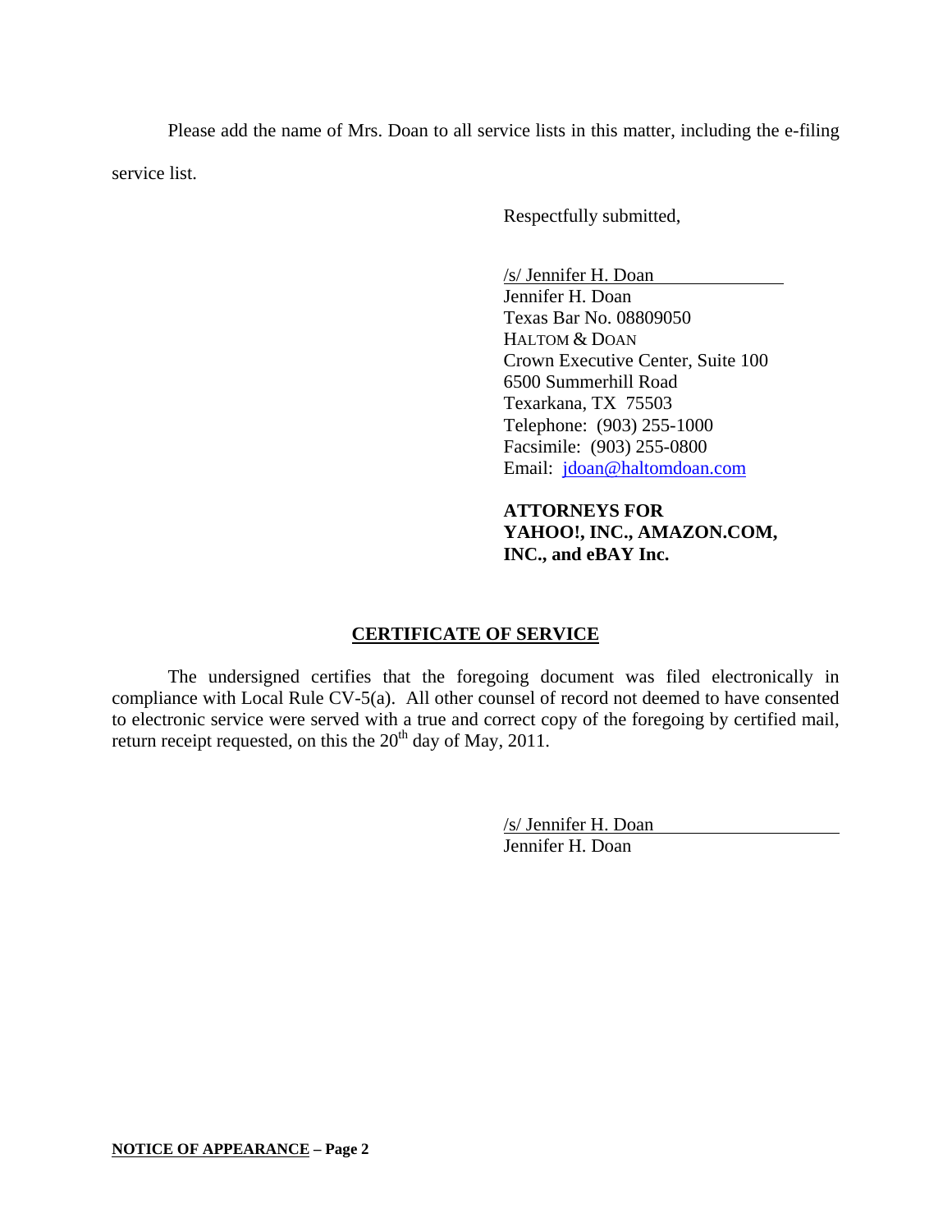Please add the name of Mrs. Doan to all service lists in this matter, including the e-filing service list.

Respectfully submitted,

/s/ Jennifer H. Doan
Jennifer H. Doan
Texas Bar No. 08809050
HALTOM & DOAN
Crown Executive Center, Suite 100
6500 Summerhill Road
Texarkana, TX 75503
Telephone: (903) 255-1000
Facsimile: (903) 255-0800
Email: jdoan@haltomdoan.com

**ATTORNEYS FOR YAHOO!, INC., AMAZON.COM, INC., and eBAY Inc.**

## CERTIFICATE OF SERVICE

The undersigned certifies that the foregoing document was filed electronically in compliance with Local Rule CV-5(a). All other counsel of record not deemed to have consented to electronic service were served with a true and correct copy of the foregoing by certified mail, return receipt requested, on this the 20th day of May, 2011.

/s/ Jennifer H. Doan
Jennifer H. Doan